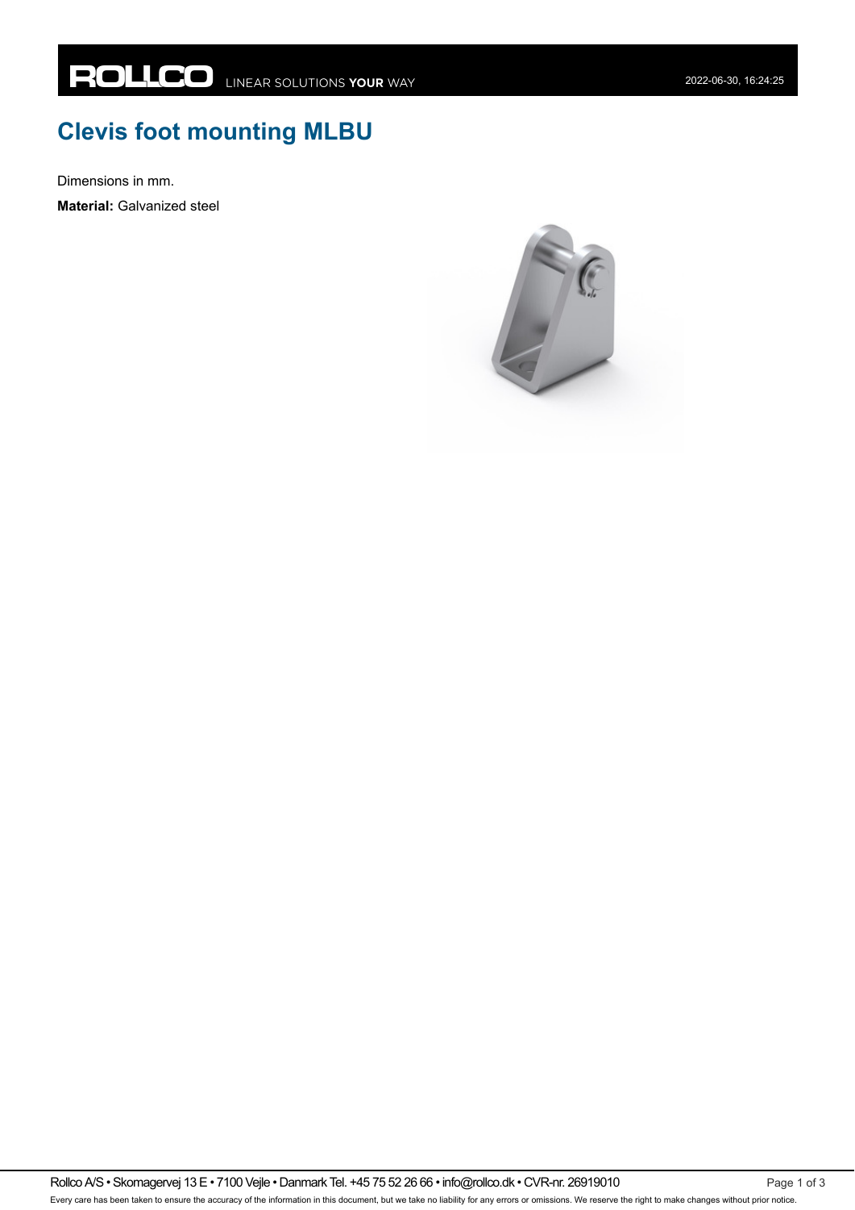# Clevis foot mounting MLBU

Dimensions in mm.

**Material:** Galvanized steel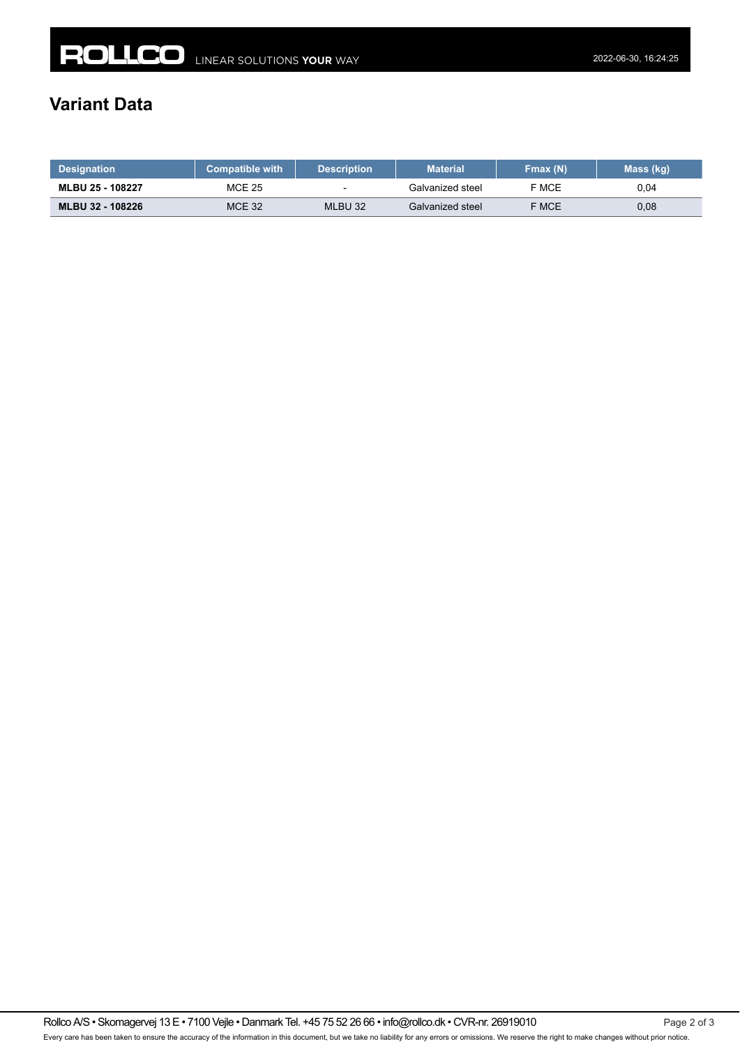## Variant Data

| Designation | Compatible with | Description | Material | Fmax (N) | Mass (kg) |
|---|---|---|---|---|---|
| **MLBU 25 - 108227** | MCE 25 | - | Galvanized steel | F MCE | 0,04 |
| **MLBU 32 - 108226** | MCE 32 | MLBU 32 | Galvanized steel | F MCE | 0,08 |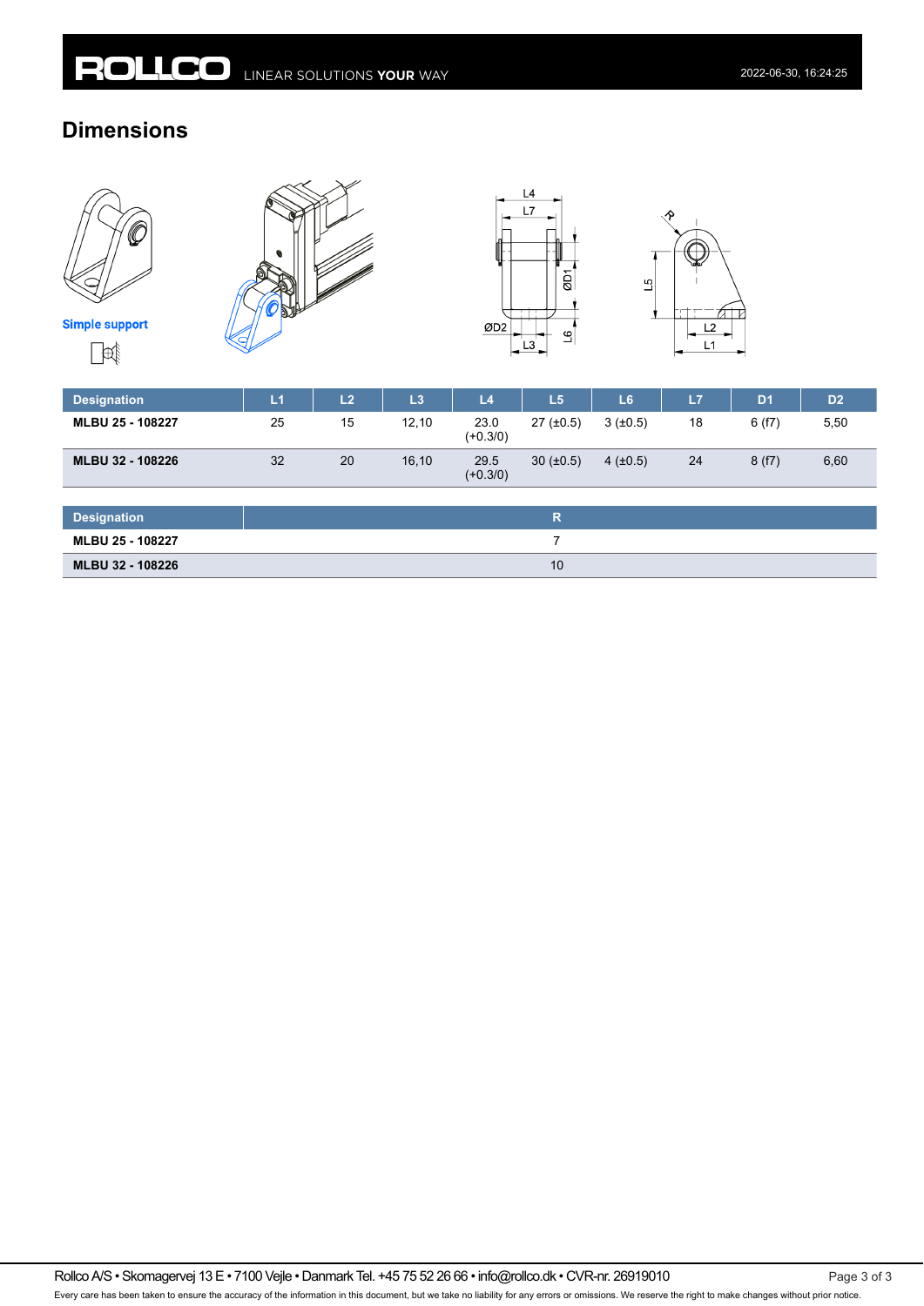## Dimensions

Simple support

| Designation | L1 | L2 | L3 | L4 | L5 | L6 | L7 | D1 | D2 |
|---|---|---|---|---|---|---|---|---|---|
| **MLBU 25 - 108227** | 25 | 15 | 12,10 | 23.0 (+0.3/0) | 27 (±0.5) | 3 (±0.5) | 18 | 6 (f7) | 5,50 |
| **MLBU 32 - 108226** | 32 | 20 | 16,10 | 29.5 (+0.3/0) | 30 (±0.5) | 4 (±0.5) | 24 | 8 (f7) | 6,60 |

| Designation | R |
|---|---|
| **MLBU 25 - 108227** | 7 |
| **MLBU 32 - 108226** | 10 |